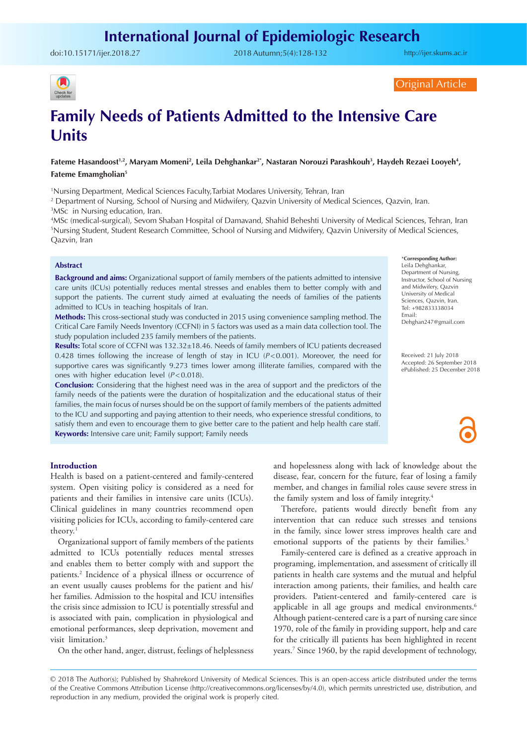Original Article

# Family Needs of Patients Admitted to the Intensive Care Units

**Fateme Hasandoost[1,2], Maryam Momeni[2], Leila Dehghankar[2*], Nastaran Norouzi Parashkouh[3], Haydeh Rezaei Looyeh[4], Fateme Emamgholian[5]**

[1]Nursing Department, Medical Sciences Faculty,Tarbiat Modares University, Tehran, Iran
[2] Department of Nursing, School of Nursing and Midwifery, Qazvin University of Medical Sciences, Qazvin, Iran.
[3]MSc in Nursing education, Iran.
[4]MSc (medical-surgical), Sevom Shaban Hospital of Damavand, Shahid Beheshti University of Medical Sciences, Tehran, Iran
[5]Nursing Student, Student Research Committee, School of Nursing and Midwifery, Qazvin University of Medical Sciences, Qazvin, Iran

## Abstract

**Background and aims:** Organizational support of family members of the patients admitted to intensive care units (ICUs) potentially reduces mental stresses and enables them to better comply with and support the patients. The current study aimed at evaluating the needs of families of the patients admitted to ICUs in teaching hospitals of Iran.

**Methods:** This cross-sectional study was conducted in 2015 using convenience sampling method. The Critical Care Family Needs Inventory (CCFNI) in 5 factors was used as a main data collection tool. The study population included 235 family members of the patients.

**Results:** Total score of CCFNI was 132.32±18.46. Needs of family members of ICU patients decreased 0.428 times following the increase of length of stay in ICU ($P<0.001$). Moreover, the need for supportive cares was significantly 9.273 times lower among illiterate families, compared with the ones with higher education level ($P<0.018$).

**Conclusion:** Considering that the highest need was in the area of support and the predictors of the family needs of the patients were the duration of hospitalization and the educational status of their families, the main focus of nurses should be on the support of family members of the patients admitted to the ICU and supporting and paying attention to their needs, who experience stressful conditions, to satisfy them and even to encourage them to give better care to the patient and help health care staff.

**Keywords:** Intensive care unit; Family support; Family needs

*Corresponding Author: Leila Dehghankar, Department of Nursing, Instructor, School of Nursing and Midwifery, Qazvin University of Medical Sciences, Qazvin, Iran. Tel: +982833338034 Email: Dehghan247@gmail.com

Received: 21 July 2018
Accepted: 26 September 2018
ePublished: 25 December 2018

## Introduction

Health is based on a patient-centered and family-centered system. Open visiting policy is considered as a need for patients and their families in intensive care units (ICUs). Clinical guidelines in many countries recommend open visiting policies for ICUs, according to family-centered care theory.[1]

Organizational support of family members of the patients admitted to ICUs potentially reduces mental stresses and enables them to better comply with and support the patients.[2] Incidence of a physical illness or occurrence of an event usually causes problems for the patient and his/her families. Admission to the hospital and ICU intensifies the crisis since admission to ICU is potentially stressful and is associated with pain, complication in physiological and emotional performances, sleep deprivation, movement and visit limitation.[3]

On the other hand, anger, distrust, feelings of helplessness and hopelessness along with lack of knowledge about the disease, fear, concern for the future, fear of losing a family member, and changes in familial roles cause severe stress in the family system and loss of family integrity.[4]

Therefore, patients would directly benefit from any intervention that can reduce such stresses and tensions in the family, since lower stress improves health care and emotional supports of the patients by their families.[5]

Family-centered care is defined as a creative approach in programing, implementation, and assessment of critically ill patients in health care systems and the mutual and helpful interaction among patients, their families, and health care providers. Patient-centered and family-centered care is applicable in all age groups and medical environments.[6] Although patient-centered care is a part of nursing care since 1970, role of the family in providing support, help and care for the critically ill patients has been highlighted in recent years.[7] Since 1960, by the rapid development of technology,

© 2018 The Author(s); Published by Shahrekord University of Medical Sciences. This is an open-access article distributed under the terms of the Creative Commons Attribution License (http://creativecommons.org/licenses/by/4.0), which permits unrestricted use, distribution, and reproduction in any medium, provided the original work is properly cited.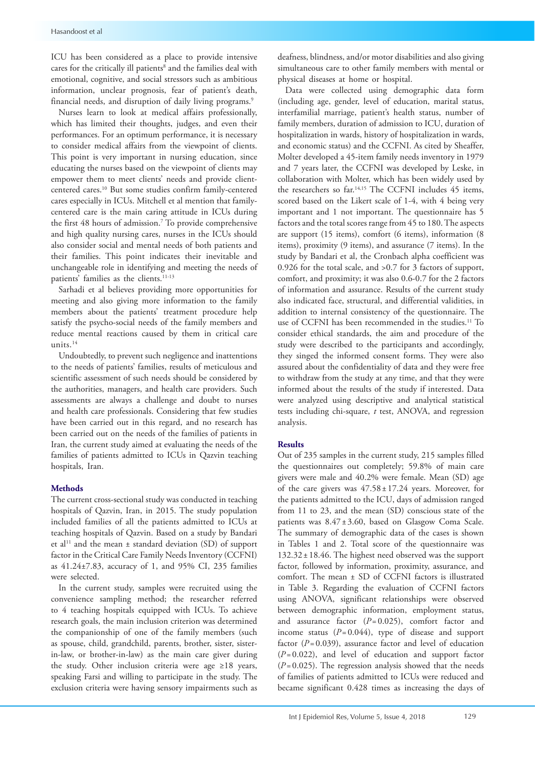ICU has been considered as a place to provide intensive cares for the critically ill patients[8] and the families deal with emotional, cognitive, and social stressors such as ambitious information, unclear prognosis, fear of patient's death, financial needs, and disruption of daily living programs.[9]

Nurses learn to look at medical affairs professionally, which has limited their thoughts, judges, and even their performances. For an optimum performance, it is necessary to consider medical affairs from the viewpoint of clients. This point is very important in nursing education, since educating the nurses based on the viewpoint of clients may empower them to meet clients' needs and provide client-centered cares.[10] But some studies confirm family-centered cares especially in ICUs. Mitchell et al mention that family-centered care is the main caring attitude in ICUs during the first 48 hours of admission.[7] To provide comprehensive and high quality nursing cares, nurses in the ICUs should also consider social and mental needs of both patients and their families. This point indicates their inevitable and unchangeable role in identifying and meeting the needs of patients' families as the clients.[11-13]

Sarhadi et al believes providing more opportunities for meeting and also giving more information to the family members about the patients' treatment procedure help satisfy the psycho-social needs of the family members and reduce mental reactions caused by them in critical care units.[14]

Undoubtedly, to prevent such negligence and inattentions to the needs of patients' families, results of meticulous and scientific assessment of such needs should be considered by the authorities, managers, and health care providers. Such assessments are always a challenge and doubt to nurses and health care professionals. Considering that few studies have been carried out in this regard, and no research has been carried out on the needs of the families of patients in Iran, the current study aimed at evaluating the needs of the families of patients admitted to ICUs in Qazvin teaching hospitals, Iran.

## Methods

The current cross-sectional study was conducted in teaching hospitals of Qazvin, Iran, in 2015. The study population included families of all the patients admitted to ICUs at teaching hospitals of Qazvin. Based on a study by Bandari et al[11] and the mean ± standard deviation (SD) of support factor in the Critical Care Family Needs Inventory (CCFNI) as 41.24±7.83, accuracy of 1, and 95% CI, 235 families were selected.

In the current study, samples were recruited using the convenience sampling method; the researcher referred to 4 teaching hospitals equipped with ICUs. To achieve research goals, the main inclusion criterion was determined the companionship of one of the family members (such as spouse, child, grandchild, parents, brother, sister, sister-in-law, or brother-in-law) as the main care giver during the study. Other inclusion criteria were age ≥18 years, speaking Farsi and willing to participate in the study. The exclusion criteria were having sensory impairments such as deafness, blindness, and/or motor disabilities and also giving simultaneous care to other family members with mental or physical diseases at home or hospital.

Data were collected using demographic data form (including age, gender, level of education, marital status, interfamilial marriage, patient's health status, number of family members, duration of admission to ICU, duration of hospitalization in wards, history of hospitalization in wards, and economic status) and the CCFNI. As cited by Sheaffer, Molter developed a 45-item family needs inventory in 1979 and 7 years later, the CCFNI was developed by Leske, in collaboration with Molter, which has been widely used by the researchers so far.[14,15] The CCFNI includes 45 items, scored based on the Likert scale of 1-4, with 4 being very important and 1 not important. The questionnaire has 5 factors and the total scores range from 45 to 180. The aspects are support (15 items), comfort (6 items), information (8 items), proximity (9 items), and assurance (7 items). In the study by Bandari et al, the Cronbach alpha coefficient was 0.926 for the total scale, and >0.7 for 3 factors of support, comfort, and proximity; it was also 0.6-0.7 for the 2 factors of information and assurance. Results of the current study also indicated face, structural, and differential validities, in addition to internal consistency of the questionnaire. The use of CCFNI has been recommended in the studies.[11] To consider ethical standards, the aim and procedure of the study were described to the participants and accordingly, they singed the informed consent forms. They were also assured about the confidentiality of data and they were free to withdraw from the study at any time, and that they were informed about the results of the study if interested. Data were analyzed using descriptive and analytical statistical tests including chi-square, *t* test, ANOVA, and regression analysis.

## Results

Out of 235 samples in the current study, 215 samples filled the questionnaires out completely; 59.8% of main care givers were male and 40.2% were female. Mean (SD) age of the care givers was 47.58 ± 17.24 years. Moreover, for the patients admitted to the ICU, days of admission ranged from 11 to 23, and the mean (SD) conscious state of the patients was 8.47 ± 3.60, based on Glasgow Coma Scale. The summary of demographic data of the cases is shown in Tables 1 and 2. Total score of the questionnaire was 132.32 ± 18.46. The highest need observed was the support factor, followed by information, proximity, assurance, and comfort. The mean ± SD of CCFNI factors is illustrated in Table 3. Regarding the evaluation of CCFNI factors using ANOVA, significant relationships were observed between demographic information, employment status, and assurance factor ($P = 0.025$), comfort factor and income status ($P = 0.044$), type of disease and support factor ($P = 0.039$), assurance factor and level of education ($P = 0.022$), and level of education and support factor ($P = 0.025$). The regression analysis showed that the needs of families of patients admitted to ICUs were reduced and became significant 0.428 times as increasing the days of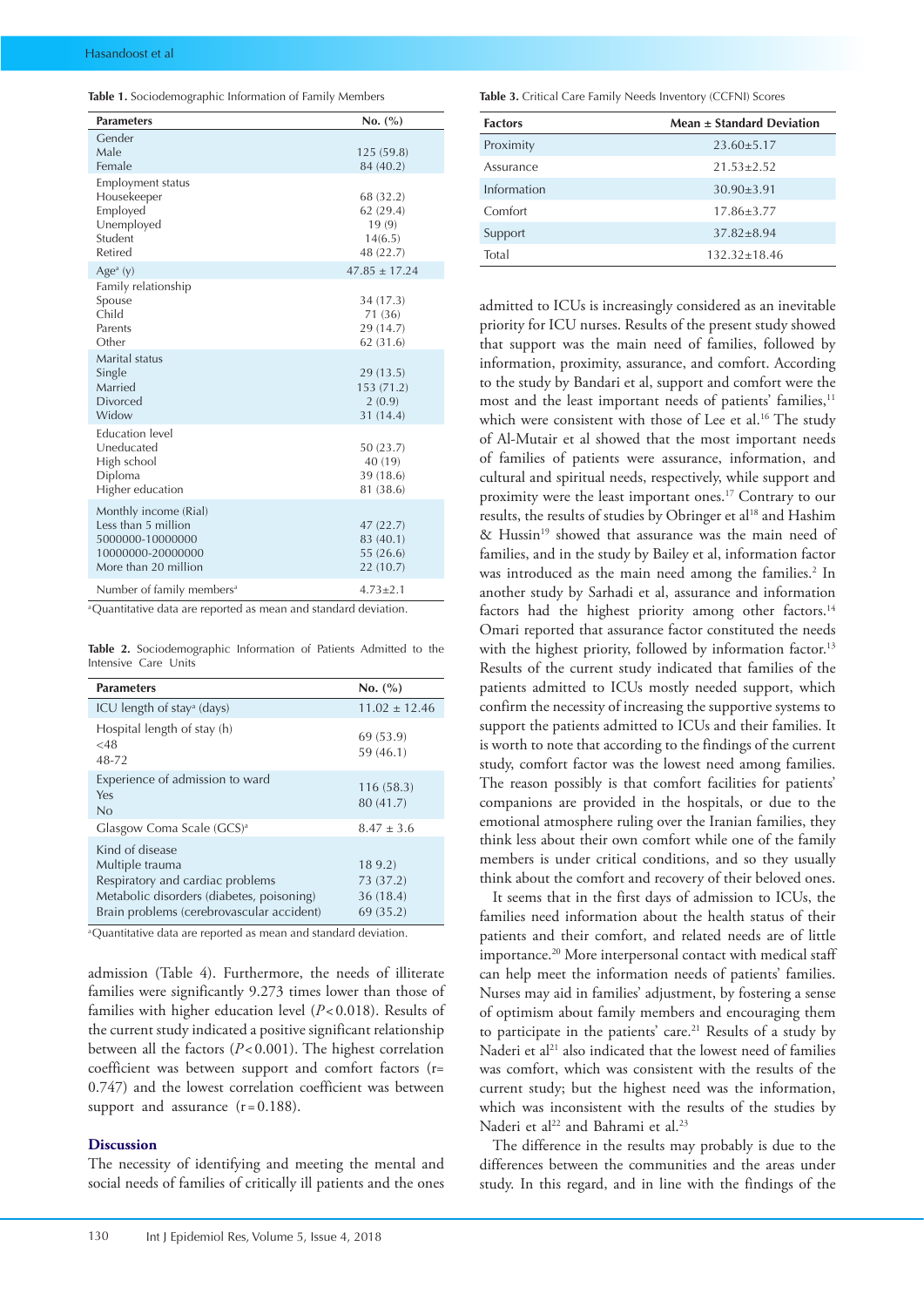**Table 1.** Sociodemographic Information of Family Members

| Parameters | No. (%) |
|---|---|
| Gender | |
| Male | 125 (59.8) |
| Female | 84 (40.2) |
| Employment status | |
| Housekeeper | 68 (32.2) |
| Employed | 62 (29.4) |
| Unemployed | 19 (9) |
| Student | 14(6.5) |
| Retired | 48 (22.7) |
| Age[a] (y) | 47.85 ± 17.24 |
| Family relationship | |
| Spouse | 34 (17.3) |
| Child | 71 (36) |
| Parents | 29 (14.7) |
| Other | 62 (31.6) |
| Marital status | |
| Single | 29 (13.5) |
| Married | 153 (71.2) |
| Divorced | 2 (0.9) |
| Widow | 31 (14.4) |
| Education level | |
| Uneducated | 50 (23.7) |
| High school | 40 (19) |
| Diploma | 39 (18.6) |
| Higher education | 81 (38.6) |
| Monthly income (Rial) | |
| Less than 5 million | 47 (22.7) |
| 5000000-10000000 | 83 (40.1) |
| 10000000-20000000 | 55 (26.6) |
| More than 20 million | 22 (10.7) |
| Number of family members[a] | 4.73±2.1 |

[a]Quantitative data are reported as mean and standard deviation.

**Table 2.** Sociodemographic Information of Patients Admitted to the Intensive Care Units

| Parameters | No. (%) |
|---|---|
| ICU length of stay[a] (days) | 11.02 ± 12.46 |
| Hospital length of stay (h) | |
| <48 | 69 (53.9) |
| 48-72 | 59 (46.1) |
| Experience of admission to ward | |
| Yes | 116 (58.3) |
| No | 80 (41.7) |
| Glasgow Coma Scale (GCS)[a] | 8.47 ± 3.6 |
| Kind of disease | |
| Multiple trauma | 18 9.2) |
| Respiratory and cardiac problems | 73 (37.2) |
| Metabolic disorders (diabetes, poisoning) | 36 (18.4) |
| Brain problems (cerebrovascular accident) | 69 (35.2) |

[a]Quantitative data are reported as mean and standard deviation.

admission (Table 4). Furthermore, the needs of illiterate families were significantly 9.273 times lower than those of families with higher education level ($P<0.018$). Results of the current study indicated a positive significant relationship between all the factors ($P<0.001$). The highest correlation coefficient was between support and comfort factors ($r=0.747$) and the lowest correlation coefficient was between support and assurance ($r=0.188$).

## Discussion

The necessity of identifying and meeting the mental and social needs of families of critically ill patients and the ones admitted to ICUs is increasingly considered as an inevitable priority for ICU nurses. Results of the present study showed that support was the main need of families, followed by information, proximity, assurance, and comfort. According to the study by Bandari et al, support and comfort were the most and the least important needs of patients' families,[11] which were consistent with those of Lee et al.[16] The study of Al-Mutair et al showed that the most important needs of families of patients were assurance, information, and cultural and spiritual needs, respectively, while support and proximity were the least important ones.[17] Contrary to our results, the results of studies by Obringer et al[18] and Hashim & Hussin[19] showed that assurance was the main need of families, and in the study by Bailey et al, information factor was introduced as the main need among the families.[2] In another study by Sarhadi et al, assurance and information factors had the highest priority among other factors.[14] Omari reported that assurance factor constituted the needs with the highest priority, followed by information factor.[13] Results of the current study indicated that families of the patients admitted to ICUs mostly needed support, which confirm the necessity of increasing the supportive systems to support the patients admitted to ICUs and their families. It is worth to note that according to the findings of the current study, comfort factor was the lowest need among families. The reason possibly is that comfort facilities for patients' companions are provided in the hospitals, or due to the emotional atmosphere ruling over the Iranian families, they think less about their own comfort while one of the family members is under critical conditions, and so they usually think about the comfort and recovery of their beloved ones.

It seems that in the first days of admission to ICUs, the families need information about the health status of their patients and their comfort, and related needs are of little importance.[20] More interpersonal contact with medical staff can help meet the information needs of patients' families. Nurses may aid in families' adjustment, by fostering a sense of optimism about family members and encouraging them to participate in the patients' care.[21] Results of a study by Naderi et al[21] also indicated that the lowest need of families was comfort, which was consistent with the results of the current study; but the highest need was the information, which was inconsistent with the results of the studies by Naderi et al[22] and Bahrami et al.[23]

The difference in the results may probably is due to the differences between the communities and the areas under study. In this regard, and in line with the findings of the

**Table 3.** Critical Care Family Needs Inventory (CCFNI) Scores

| Factors | Mean ± Standard Deviation |
|---|---|
| Proximity | 23.60±5.17 |
| Assurance | 21.53±2.52 |
| Information | 30.90±3.91 |
| Comfort | 17.86±3.77 |
| Support | 37.82±8.94 |
| Total | 132.32±18.46 |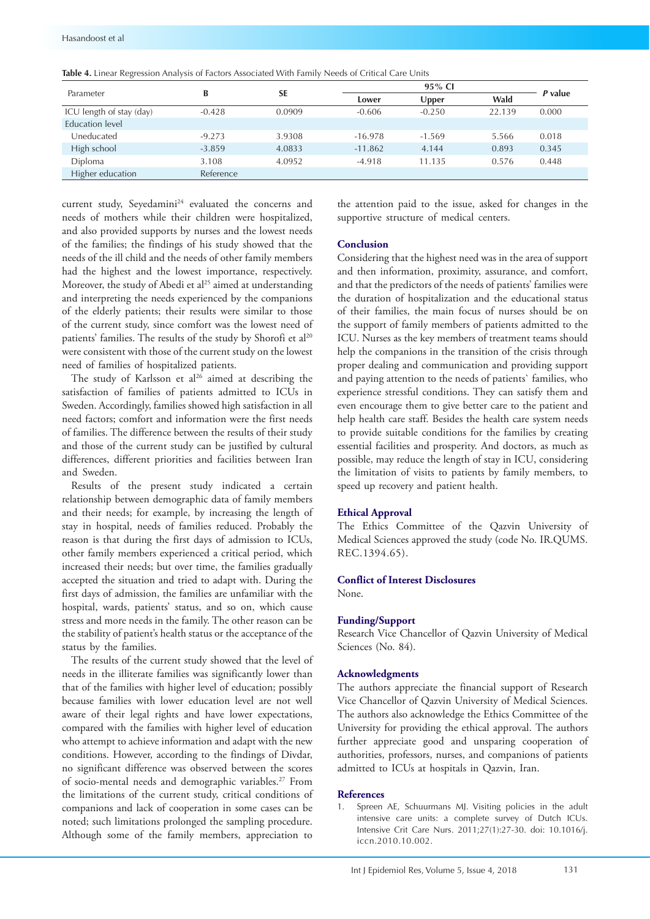**Table 4.** Linear Regression Analysis of Factors Associated With Family Needs of Critical Care Units

| Parameter | B | SE | 95% CI | | | *P* value |
|---|---|---|---|---|---|---|
| | | | Lower | Upper | Wald | |
| ICU length of stay (day) | -0.428 | 0.0909 | -0.606 | -0.250 | 22.139 | 0.000 |
| Education level | | | | | | |
| Uneducated | -9.273 | 3.9308 | -16.978 | -1.569 | 5.566 | 0.018 |
| High school | -3.859 | 4.0833 | -11.862 | 4.144 | 0.893 | 0.345 |
| Diploma | 3.108 | 4.0952 | -4.918 | 11.135 | 0.576 | 0.448 |
| Higher education | Reference | | | | | |

current study, Seyedamini[24] evaluated the concerns and needs of mothers while their children were hospitalized, and also provided supports by nurses and the lowest needs of the families; the findings of his study showed that the needs of the ill child and the needs of other family members had the highest and the lowest importance, respectively. Moreover, the study of Abedi et al[25] aimed at understanding and interpreting the needs experienced by the companions of the elderly patients; their results were similar to those of the current study, since comfort was the lowest need of patients' families. The results of the study by Shorofi et al[20] were consistent with those of the current study on the lowest need of families of hospitalized patients.

The study of Karlsson et al[26] aimed at describing the satisfaction of families of patients admitted to ICUs in Sweden. Accordingly, families showed high satisfaction in all need factors; comfort and information were the first needs of families. The difference between the results of their study and those of the current study can be justified by cultural differences, different priorities and facilities between Iran and Sweden.

Results of the present study indicated a certain relationship between demographic data of family members and their needs; for example, by increasing the length of stay in hospital, needs of families reduced. Probably the reason is that during the first days of admission to ICUs, other family members experienced a critical period, which increased their needs; but over time, the families gradually accepted the situation and tried to adapt with. During the first days of admission, the families are unfamiliar with the hospital, wards, patients' status, and so on, which cause stress and more needs in the family. The other reason can be the stability of patient's health status or the acceptance of the status by the families.

The results of the current study showed that the level of needs in the illiterate families was significantly lower than that of the families with higher level of education; possibly because families with lower education level are not well aware of their legal rights and have lower expectations, compared with the families with higher level of education who attempt to achieve information and adapt with the new conditions. However, according to the findings of Divdar, no significant difference was observed between the scores of socio-mental needs and demographic variables.[27] From the limitations of the current study, critical conditions of companions and lack of cooperation in some cases can be noted; such limitations prolonged the sampling procedure. Although some of the family members, appreciation to the attention paid to the issue, asked for changes in the supportive structure of medical centers.

## Conclusion

Considering that the highest need was in the area of support and then information, proximity, assurance, and comfort, and that the predictors of the needs of patients' families were the duration of hospitalization and the educational status of their families, the main focus of nurses should be on the support of family members of patients admitted to the ICU. Nurses as the key members of treatment teams should help the companions in the transition of the crisis through proper dealing and communication and providing support and paying attention to the needs of patients` families, who experience stressful conditions. They can satisfy them and even encourage them to give better care to the patient and help health care staff. Besides the health care system needs to provide suitable conditions for the families by creating essential facilities and prosperity. And doctors, as much as possible, may reduce the length of stay in ICU, considering the limitation of visits to patients by family members, to speed up recovery and patient health.

## Ethical Approval

The Ethics Committee of the Qazvin University of Medical Sciences approved the study (code No. IR.QUMS.REC.1394.65).

## Conflict of Interest Disclosures

None.

## Funding/Support

Research Vice Chancellor of Qazvin University of Medical Sciences (No. 84).

## Acknowledgments

The authors appreciate the financial support of Research Vice Chancellor of Qazvin University of Medical Sciences. The authors also acknowledge the Ethics Committee of the University for providing the ethical approval. The authors further appreciate good and unsparing cooperation of authorities, professors, nurses, and companions of patients admitted to ICUs at hospitals in Qazvin, Iran.

## References

1. Spreen AE, Schuurmans MJ. Visiting policies in the adult intensive care units: a complete survey of Dutch ICUs. Intensive Crit Care Nurs. 2011;27(1):27-30. doi: 10.1016/j.iccn.2010.10.002.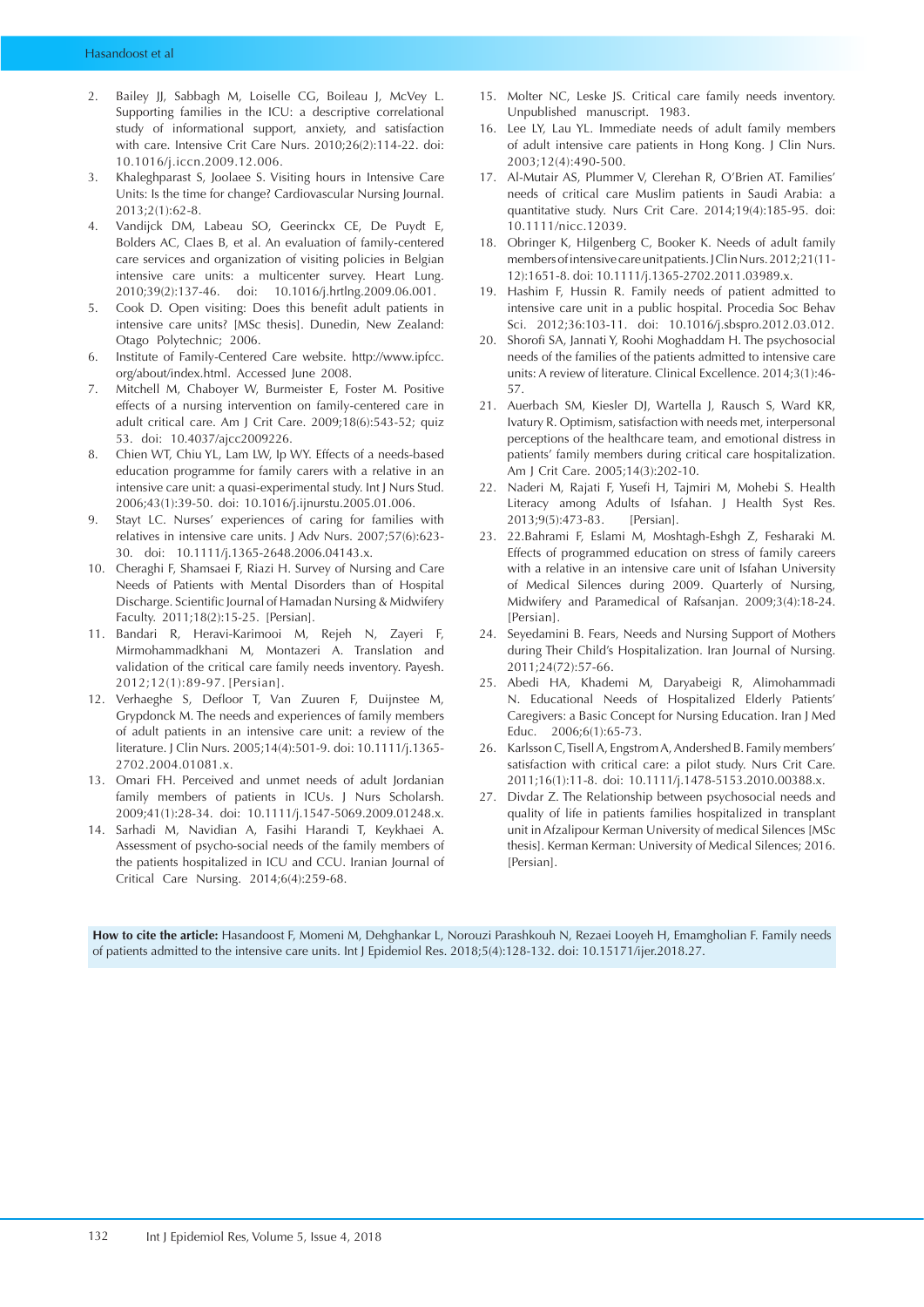2. Bailey JJ, Sabbagh M, Loiselle CG, Boileau J, McVey L. Supporting families in the ICU: a descriptive correlational study of informational support, anxiety, and satisfaction with care. Intensive Crit Care Nurs. 2010;26(2):114-22. doi: 10.1016/j.iccn.2009.12.006.
3. Khaleghparast S, Joolaee S. Visiting hours in Intensive Care Units: Is the time for change? Cardiovascular Nursing Journal. 2013;2(1):62-8.
4. Vandijck DM, Labeau SO, Geerinckx CE, De Puydt E, Bolders AC, Claes B, et al. An evaluation of family-centered care services and organization of visiting policies in Belgian intensive care units: a multicenter survey. Heart Lung. 2010;39(2):137-46. doi: 10.1016/j.hrtlng.2009.06.001.
5. Cook D. Open visiting: Does this benefit adult patients in intensive care units? [MSc thesis]. Dunedin, New Zealand: Otago Polytechnic; 2006.
6. Institute of Family-Centered Care website. http://www.ipfcc.org/about/index.html. Accessed June 2008.
7. Mitchell M, Chaboyer W, Burmeister E, Foster M. Positive effects of a nursing intervention on family-centered care in adult critical care. Am J Crit Care. 2009;18(6):543-52; quiz 53. doi: 10.4037/ajcc2009226.
8. Chien WT, Chiu YL, Lam LW, Ip WY. Effects of a needs-based education programme for family carers with a relative in an intensive care unit: a quasi-experimental study. Int J Nurs Stud. 2006;43(1):39-50. doi: 10.1016/j.ijnurstu.2005.01.006.
9. Stayt LC. Nurses' experiences of caring for families with relatives in intensive care units. J Adv Nurs. 2007;57(6):623-30. doi: 10.1111/j.1365-2648.2006.04143.x.
10. Cheraghi F, Shamsaei F, Riazi H. Survey of Nursing and Care Needs of Patients with Mental Disorders than of Hospital Discharge. Scientific Journal of Hamadan Nursing & Midwifery Faculty. 2011;18(2):15-25. [Persian].
11. Bandari R, Heravi-Karimooi M, Rejeh N, Zayeri F, Mirmohammadkhani M, Montazeri A. Translation and validation of the critical care family needs inventory. Payesh. 2012;12(1):89-97. [Persian].
12. Verhaeghe S, Defloor T, Van Zuuren F, Duijnstee M, Grypdonck M. The needs and experiences of family members of adult patients in an intensive care unit: a review of the literature. J Clin Nurs. 2005;14(4):501-9. doi: 10.1111/j.1365-2702.2004.01081.x.
13. Omari FH. Perceived and unmet needs of adult Jordanian family members of patients in ICUs. J Nurs Scholarsh. 2009;41(1):28-34. doi: 10.1111/j.1547-5069.2009.01248.x.
14. Sarhadi M, Navidian A, Fasihi Harandi T, Keykhaei A. Assessment of psycho-social needs of the family members of the patients hospitalized in ICU and CCU. Iranian Journal of Critical Care Nursing. 2014;6(4):259-68.
15. Molter NC, Leske JS. Critical care family needs inventory. Unpublished manuscript. 1983.
16. Lee LY, Lau YL. Immediate needs of adult family members of adult intensive care patients in Hong Kong. J Clin Nurs. 2003;12(4):490-500.
17. Al-Mutair AS, Plummer V, Clerehan R, O'Brien AT. Families' needs of critical care Muslim patients in Saudi Arabia: a quantitative study. Nurs Crit Care. 2014;19(4):185-95. doi: 10.1111/nicc.12039.
18. Obringer K, Hilgenberg C, Booker K. Needs of adult family members of intensive care unit patients. J Clin Nurs. 2012;21(11-12):1651-8. doi: 10.1111/j.1365-2702.2011.03989.x.
19. Hashim F, Hussin R. Family needs of patient admitted to intensive care unit in a public hospital. Procedia Soc Behav Sci. 2012;36:103-11. doi: 10.1016/j.sbspro.2012.03.012.
20. Shorofi SA, Jannati Y, Roohi Moghaddam H. The psychosocial needs of the families of the patients admitted to intensive care units: A review of literature. Clinical Excellence. 2014;3(1):46-57.
21. Auerbach SM, Kiesler DJ, Wartella J, Rausch S, Ward KR, Ivatury R. Optimism, satisfaction with needs met, interpersonal perceptions of the healthcare team, and emotional distress in patients' family members during critical care hospitalization. Am J Crit Care. 2005;14(3):202-10.
22. Naderi M, Rajati F, Yusefi H, Tajmiri M, Mohebi S. Health Literacy among Adults of Isfahan. J Health Syst Res. 2013;9(5):473-83. [Persian].
23. 22.Bahrami F, Eslami M, Moshtagh-Eshgh Z, Fesharaki M. Effects of programmed education on stress of family careers with a relative in an intensive care unit of Isfahan University of Medical Silences during 2009. Quarterly of Nursing, Midwifery and Paramedical of Rafsanjan. 2009;3(4):18-24. [Persian].
24. Seyedamini B. Fears, Needs and Nursing Support of Mothers during Their Child's Hospitalization. Iran Journal of Nursing. 2011;24(72):57-66.
25. Abedi HA, Khademi M, Daryabeigi R, Alimohammadi N. Educational Needs of Hospitalized Elderly Patients' Caregivers: a Basic Concept for Nursing Education. Iran J Med Educ. 2006;6(1):65-73.
26. Karlsson C, Tisell A, Engstrom A, Andershed B. Family members' satisfaction with critical care: a pilot study. Nurs Crit Care. 2011;16(1):11-8. doi: 10.1111/j.1478-5153.2010.00388.x.
27. Divdar Z. The Relationship between psychosocial needs and quality of life in patients families hospitalized in transplant unit in Afzalipour Kerman University of medical Silences [MSc thesis]. Kerman Kerman: University of Medical Silences; 2016. [Persian].

**How to cite the article:** Hasandoost F, Momeni M, Dehghankar L, Norouzi Parashkouh N, Rezaei Looyeh H, Emamgholian F. Family needs of patients admitted to the intensive care units. Int J Epidemiol Res. 2018;5(4):128-132. doi: 10.15171/ijer.2018.27.